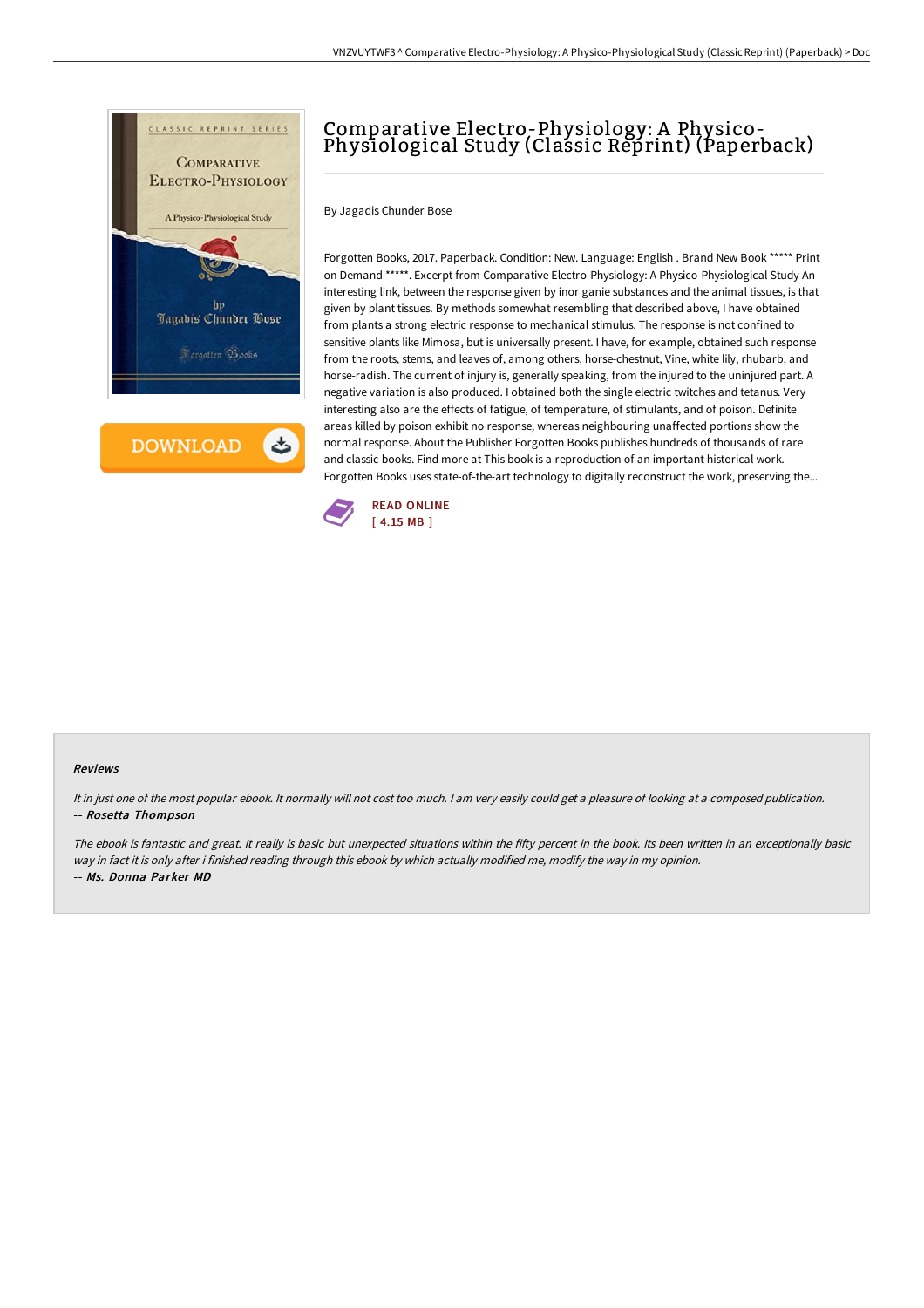# Comparative Electro-Physiology: A Physico-Physiological Study (Classic Reprint) (Paperback)

By Jagadis Chunder Bose

Forgotten Books, 2017. Paperback. Condition: New. Language: English . Brand New Book ***** Print on Demand *****. Excerpt from Comparative Electro-Physiology: A Physico-Physiological Study An interesting link, between the response given by inor ganie substances and the animal tissues, is that given by plant tissues. By methods somewhat resembling that described above, I have obtained from plants a strong electric response to mechanical stimulus. The response is not confined to sensitive plants like Mimosa, but is universally present. I have, for example, obtained such response from the roots, stems, and leaves of, among others, horse-chestnut, Vine, white lily, rhubarb, and horse-radish. The current of injury is, generally speaking, from the injured to the uninjured part. A negative variation is also produced. I obtained both the single electric twitches and tetanus. Very interesting also are the effects of fatigue, of temperature, of stimulants, and of poison. Definite areas killed by poison exhibit no response, whereas neighbouring unaffected portions show the normal response. About the Publisher Forgotten Books publishes hundreds of thousands of rare and classic books. Find more at This book is a reproduction of an important historical work. Forgotten Books uses state-of-the-art technology to digitally reconstruct the work, preserving the...

READ ONLINE
[ 4.15 MB ]

#### Reviews

*It in just one of the most popular ebook. It normally will not cost too much. I am very easily could get a pleasure of looking at a composed publication.*
-- ***Rosetta Thompson***

*The ebook is fantastic and great. It really is basic but unexpected situations within the fifty percent in the book. Its been written in an exceptionally basic way in fact it is only after i finished reading through this ebook by which actually modified me, modify the way in my opinion.*
-- ***Ms. Donna Parker MD***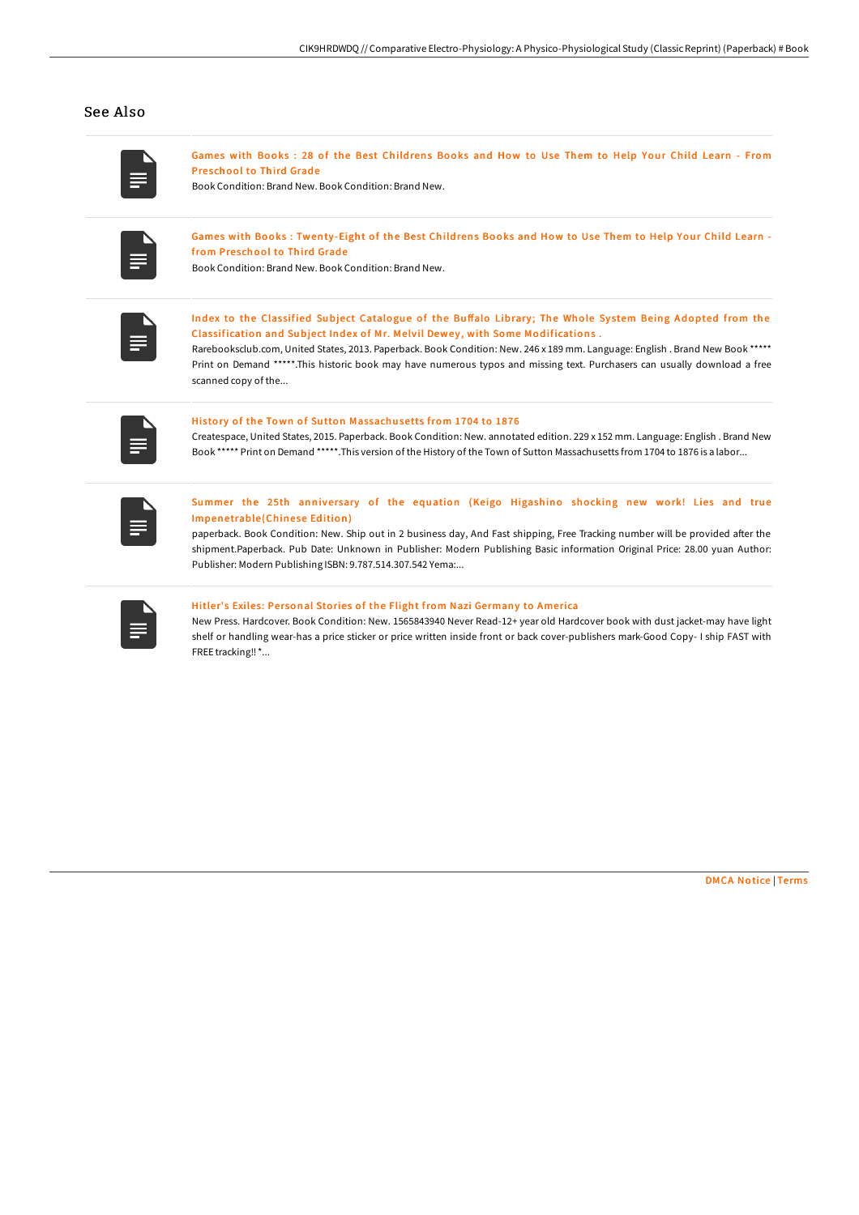## See Also

**Games with Books : 28 of the Best Childrens Books and How to Use Them to Help Your Child Learn - From Preschool to Third Grade**

Book Condition: Brand New. Book Condition: Brand New.

**Games with Books : Twenty-Eight of the Best Childrens Books and How to Use Them to Help Your Child Learn - from Preschool to Third Grade**

Book Condition: Brand New. Book Condition: Brand New.

**Index to the Classified Subject Catalogue of the Buffalo Library; The Whole System Being Adopted from the Classification and Subject Index of Mr. Melvil Dewey, with Some Modifications .**

Rarebooksclub.com, United States, 2013. Paperback. Book Condition: New. 246 x 189 mm. Language: English . Brand New Book ***** Print on Demand *****.This historic book may have numerous typos and missing text. Purchasers can usually download a free scanned copy of the...

**History of the Town of Sutton Massachusetts from 1704 to 1876**

Createspace, United States, 2015. Paperback. Book Condition: New. annotated edition. 229 x 152 mm. Language: English . Brand New Book ***** Print on Demand *****.This version of the History of the Town of Sutton Massachusetts from 1704 to 1876 is a labor...

**Summer the 25th anniversary of the equation (Keigo Higashino shocking new work! Lies and true Impenetrable(Chinese Edition)**

paperback. Book Condition: New. Ship out in 2 business day, And Fast shipping, Free Tracking number will be provided after the shipment.Paperback. Pub Date: Unknown in Publisher: Modern Publishing Basic information Original Price: 28.00 yuan Author: Publisher: Modern Publishing ISBN: 9.787.514.307.542 Yema:...

**Hitler's Exiles: Personal Stories of the Flight from Nazi Germany to America**

New Press. Hardcover. Book Condition: New. 1565843940 Never Read-12+ year old Hardcover book with dust jacket-may have light shelf or handling wear-has a price sticker or price written inside front or back cover-publishers mark-Good Copy- I ship FAST with FREE tracking!! *...

DMCA Notice | Terms